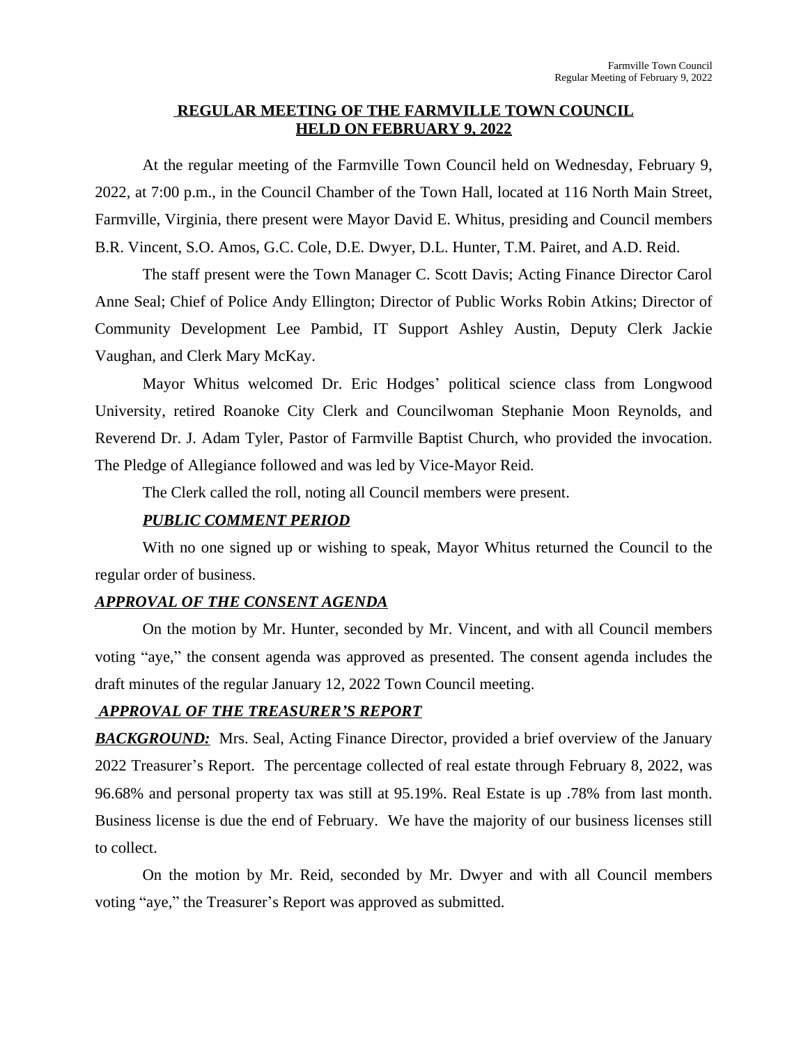# REGULAR MEETING OF THE FARMVILLE TOWN COUNCIL HELD ON FEBRUARY 9, 2022

At the regular meeting of the Farmville Town Council held on Wednesday, February 9, 2022, at 7:00 p.m., in the Council Chamber of the Town Hall, located at 116 North Main Street, Farmville, Virginia, there present were Mayor David E. Whitus, presiding and Council members B.R. Vincent, S.O. Amos, G.C. Cole, D.E. Dwyer, D.L. Hunter, T.M. Pairet, and A.D. Reid.

The staff present were the Town Manager C. Scott Davis; Acting Finance Director Carol Anne Seal; Chief of Police Andy Ellington; Director of Public Works Robin Atkins; Director of Community Development Lee Pambid, IT Support Ashley Austin, Deputy Clerk Jackie Vaughan, and Clerk Mary McKay.

Mayor Whitus welcomed Dr. Eric Hodges' political science class from Longwood University, retired Roanoke City Clerk and Councilwoman Stephanie Moon Reynolds, and Reverend Dr. J. Adam Tyler, Pastor of Farmville Baptist Church, who provided the invocation. The Pledge of Allegiance followed and was led by Vice-Mayor Reid.

The Clerk called the roll, noting all Council members were present.

***PUBLIC COMMENT PERIOD***

With no one signed up or wishing to speak, Mayor Whitus returned the Council to the regular order of business.

***APPROVAL OF THE CONSENT AGENDA***

On the motion by Mr. Hunter, seconded by Mr. Vincent, and with all Council members voting "aye," the consent agenda was approved as presented. The consent agenda includes the draft minutes of the regular January 12, 2022 Town Council meeting.

***APPROVAL OF THE TREASURER'S REPORT***

***BACKGROUND:*** Mrs. Seal, Acting Finance Director, provided a brief overview of the January 2022 Treasurer's Report. The percentage collected of real estate through February 8, 2022, was 96.68% and personal property tax was still at 95.19%. Real Estate is up .78% from last month. Business license is due the end of February. We have the majority of our business licenses still to collect.

On the motion by Mr. Reid, seconded by Mr. Dwyer and with all Council members voting "aye," the Treasurer's Report was approved as submitted.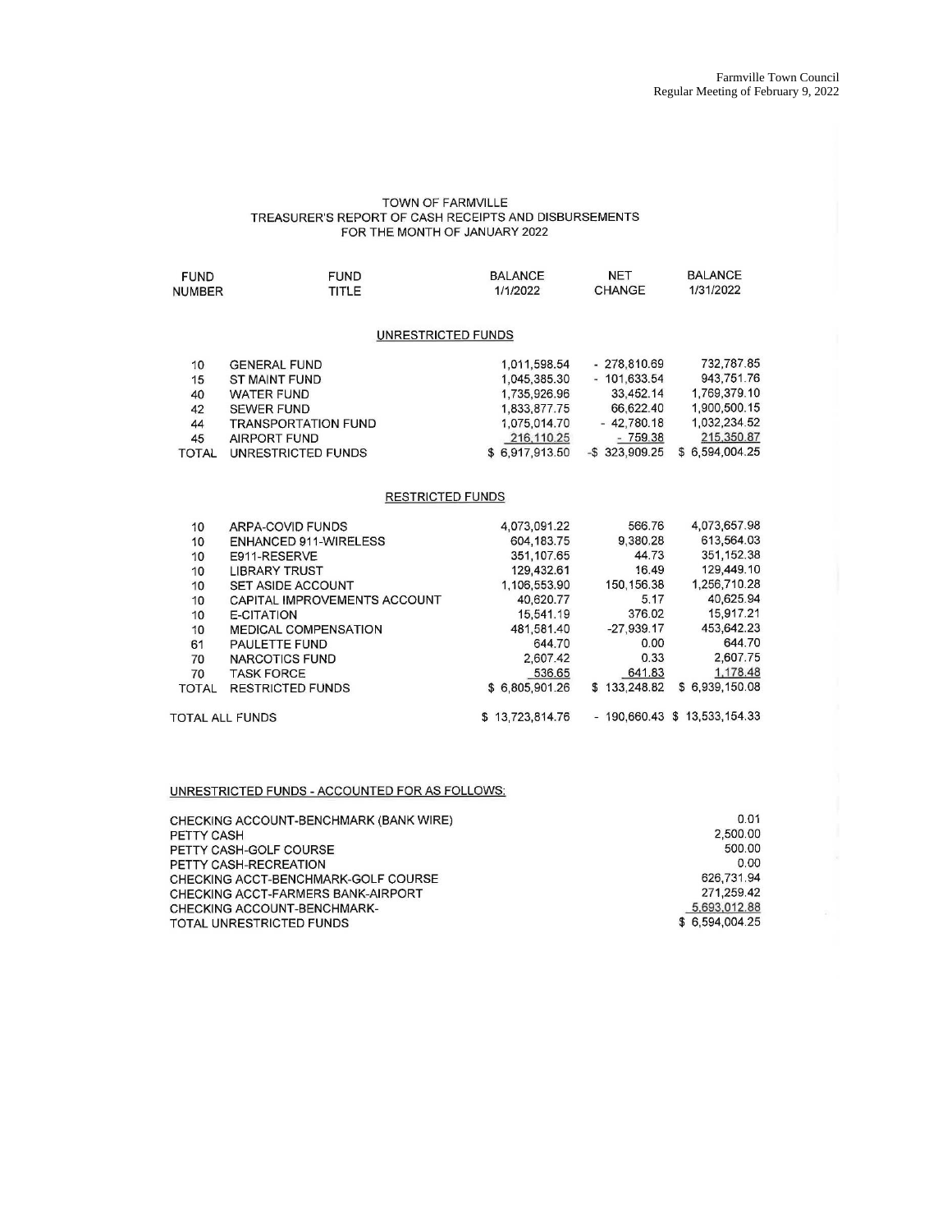TOWN OF FARMVILLE
TREASURER'S REPORT OF CASH RECEIPTS AND DISBURSEMENTS
FOR THE MONTH OF JANUARY 2022

| FUND NUMBER | FUND TITLE | BALANCE 1/1/2022 | NET CHANGE | BALANCE 1/31/2022 |
|---|---|---|---|---|
| | **UNRESTRICTED FUNDS** | | | |
| 10 | GENERAL FUND | 1,011,598.54 | - 278,810.69 | 732,787.85 |
| 15 | ST MAINT FUND | 1,045,385.30 | - 101,633.54 | 943,751.76 |
| 40 | WATER FUND | 1,735,926.96 | 33,452.14 | 1,769,379.10 |
| 42 | SEWER FUND | 1,833,877.75 | 66,622.40 | 1,900,500.15 |
| 44 | TRANSPORTATION FUND | 1,075,014.70 | - 42,780.18 | 1,032,234.52 |
| 45 | AIRPORT FUND | 216,110.25 | - 759.38 | 215,350.87 |
| TOTAL | UNRESTRICTED FUNDS | $ 6,917,913.50 | -$ 323,909.25 | $ 6,594,004.25 |
| | **RESTRICTED FUNDS** | | | |
| 10 | ARPA-COVID FUNDS | 4,073,091.22 | 566.76 | 4,073,657.98 |
| 10 | ENHANCED 911-WIRELESS | 604,183.75 | 9,380.28 | 613,564.03 |
| 10 | E911-RESERVE | 351,107.65 | 44.73 | 351,152.38 |
| 10 | LIBRARY TRUST | 129,432.61 | 16.49 | 129,449.10 |
| 10 | SET ASIDE ACCOUNT | 1,106,553.90 | 150,156.38 | 1,256,710.28 |
| 10 | CAPITAL IMPROVEMENTS ACCOUNT | 40,620.77 | 5.17 | 40,625.94 |
| 10 | E-CITATION | 15,541.19 | 376.02 | 15,917.21 |
| 10 | MEDICAL COMPENSATION | 481,581.40 | -27,939.17 | 453,642.23 |
| 61 | PAULETTE FUND | 644.70 | 0.00 | 644.70 |
| 70 | NARCOTICS FUND | 2,607.42 | 0.33 | 2,607.75 |
| 70 | TASK FORCE | 536.65 | 641.83 | 1,178.48 |
| TOTAL | RESTRICTED FUNDS | $ 6,805,901.26 | $ 133,248.82 | $ 6,939,150.08 |
| TOTAL ALL FUNDS | | $ 13,723,814.76 | - 190,660.43 | $ 13,533,154.33 |

UNRESTRICTED FUNDS - ACCOUNTED FOR AS FOLLOWS:

| | |
|---|---|
| CHECKING ACCOUNT-BENCHMARK (BANK WIRE) | 0.01 |
| PETTY CASH | 2,500.00 |
| PETTY CASH-GOLF COURSE | 500.00 |
| PETTY CASH-RECREATION | 0.00 |
| CHECKING ACCT-BENCHMARK-GOLF COURSE | 626,731.94 |
| CHECKING ACCT-FARMERS BANK-AIRPORT | 271,259.42 |
| CHECKING ACCOUNT-BENCHMARK- | 5,693,012.88 |
| TOTAL UNRESTRICTED FUNDS | $ 6,594,004.25 |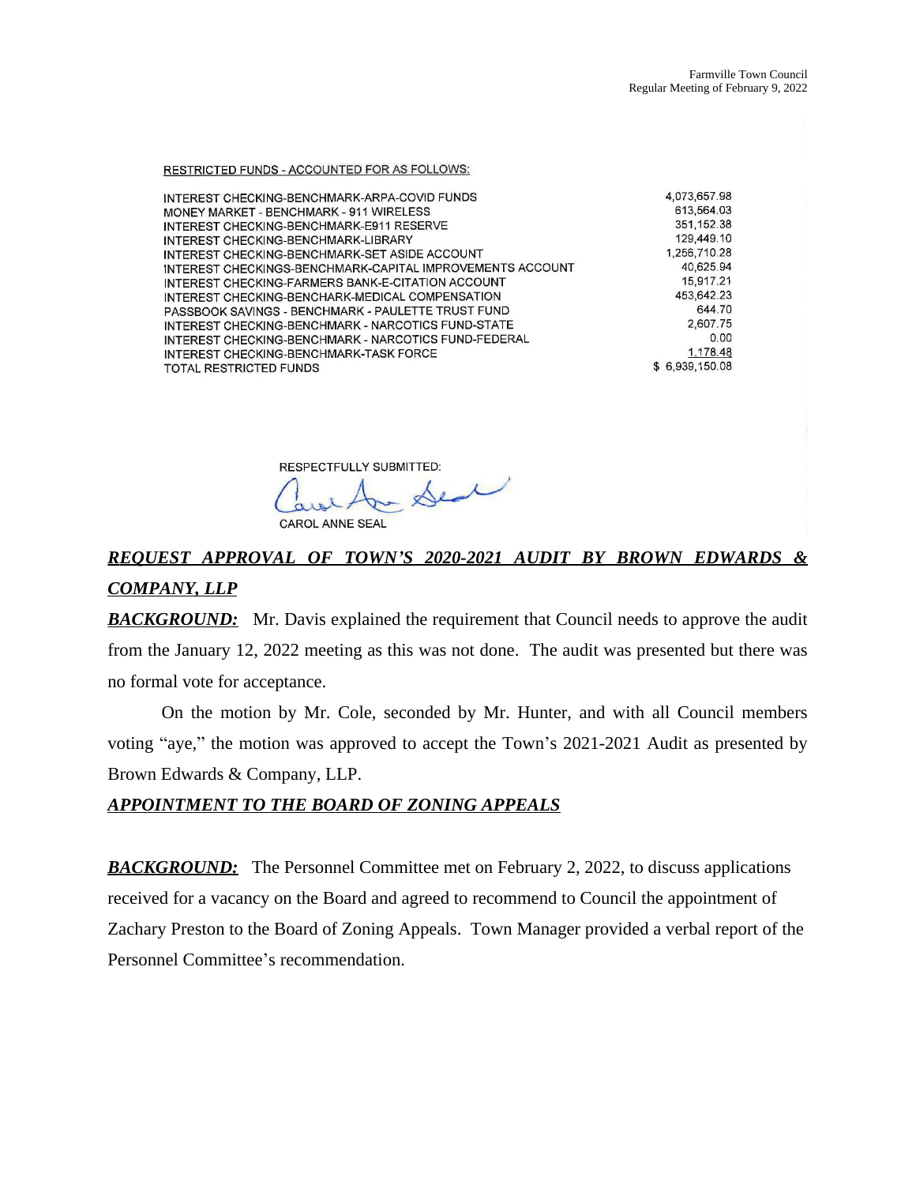RESTRICTED FUNDS - ACCOUNTED FOR AS FOLLOWS:

| | |
|---|---|
| INTEREST CHECKING-BENCHMARK-ARPA-COVID FUNDS | 4,073,657.98 |
| MONEY MARKET - BENCHMARK - 911 WIRELESS | 613,564.03 |
| INTEREST CHECKING-BENCHMARK-E911 RESERVE | 351,152.38 |
| INTEREST CHECKING-BENCHMARK-LIBRARY | 129,449.10 |
| INTEREST CHECKING-BENCHMARK-SET ASIDE ACCOUNT | 1,256,710.28 |
| INTEREST CHECKINGS-BENCHMARK-CAPITAL IMPROVEMENTS ACCOUNT | 40,625.94 |
| INTEREST CHECKING-FARMERS BANK-E-CITATION ACCOUNT | 15,917.21 |
| INTEREST CHECKING-BENCHARK-MEDICAL COMPENSATION | 453,642.23 |
| PASSBOOK SAVINGS - BENCHMARK - PAULETTE TRUST FUND | 644.70 |
| INTEREST CHECKING-BENCHMARK - NARCOTICS FUND-STATE | 2,607.75 |
| INTEREST CHECKING-BENCHMARK - NARCOTICS FUND-FEDERAL | 0.00 |
| INTEREST CHECKING-BENCHMARK-TASK FORCE | 1,178.48 |
| TOTAL RESTRICTED FUNDS | $ 6,939,150.08 |

RESPECTFULLY SUBMITTED:

CAROL ANNE SEAL

***REQUEST APPROVAL OF TOWN'S 2020-2021 AUDIT BY BROWN EDWARDS & COMPANY, LLP***

***BACKGROUND:*** Mr. Davis explained the requirement that Council needs to approve the audit from the January 12, 2022 meeting as this was not done. The audit was presented but there was no formal vote for acceptance.

On the motion by Mr. Cole, seconded by Mr. Hunter, and with all Council members voting "aye," the motion was approved to accept the Town's 2021-2021 Audit as presented by Brown Edwards & Company, LLP.

***APPOINTMENT TO THE BOARD OF ZONING APPEALS***

***BACKGROUND:*** The Personnel Committee met on February 2, 2022, to discuss applications received for a vacancy on the Board and agreed to recommend to Council the appointment of Zachary Preston to the Board of Zoning Appeals. Town Manager provided a verbal report of the Personnel Committee's recommendation.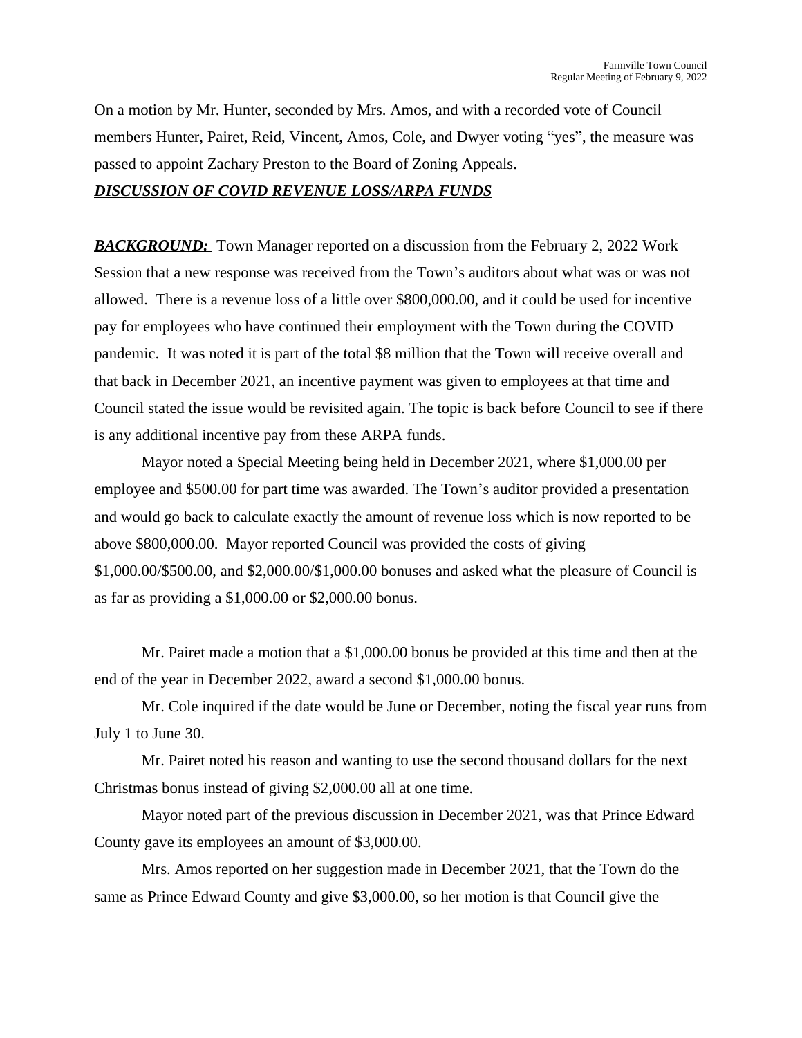On a motion by Mr. Hunter, seconded by Mrs. Amos, and with a recorded vote of Council members Hunter, Pairet, Reid, Vincent, Amos, Cole, and Dwyer voting "yes", the measure was passed to appoint Zachary Preston to the Board of Zoning Appeals.

***DISCUSSION OF COVID REVENUE LOSS/ARPA FUNDS***

***BACKGROUND:*** Town Manager reported on a discussion from the February 2, 2022 Work Session that a new response was received from the Town's auditors about what was or was not allowed. There is a revenue loss of a little over $800,000.00, and it could be used for incentive pay for employees who have continued their employment with the Town during the COVID pandemic. It was noted it is part of the total $8 million that the Town will receive overall and that back in December 2021, an incentive payment was given to employees at that time and Council stated the issue would be revisited again. The topic is back before Council to see if there is any additional incentive pay from these ARPA funds.

Mayor noted a Special Meeting being held in December 2021, where $1,000.00 per employee and $500.00 for part time was awarded. The Town's auditor provided a presentation and would go back to calculate exactly the amount of revenue loss which is now reported to be above $800,000.00. Mayor reported Council was provided the costs of giving $1,000.00/$500.00, and $2,000.00/$1,000.00 bonuses and asked what the pleasure of Council is as far as providing a $1,000.00 or $2,000.00 bonus.

Mr. Pairet made a motion that a $1,000.00 bonus be provided at this time and then at the end of the year in December 2022, award a second $1,000.00 bonus.

Mr. Cole inquired if the date would be June or December, noting the fiscal year runs from July 1 to June 30.

Mr. Pairet noted his reason and wanting to use the second thousand dollars for the next Christmas bonus instead of giving $2,000.00 all at one time.

Mayor noted part of the previous discussion in December 2021, was that Prince Edward County gave its employees an amount of $3,000.00.

Mrs. Amos reported on her suggestion made in December 2021, that the Town do the same as Prince Edward County and give $3,000.00, so her motion is that Council give the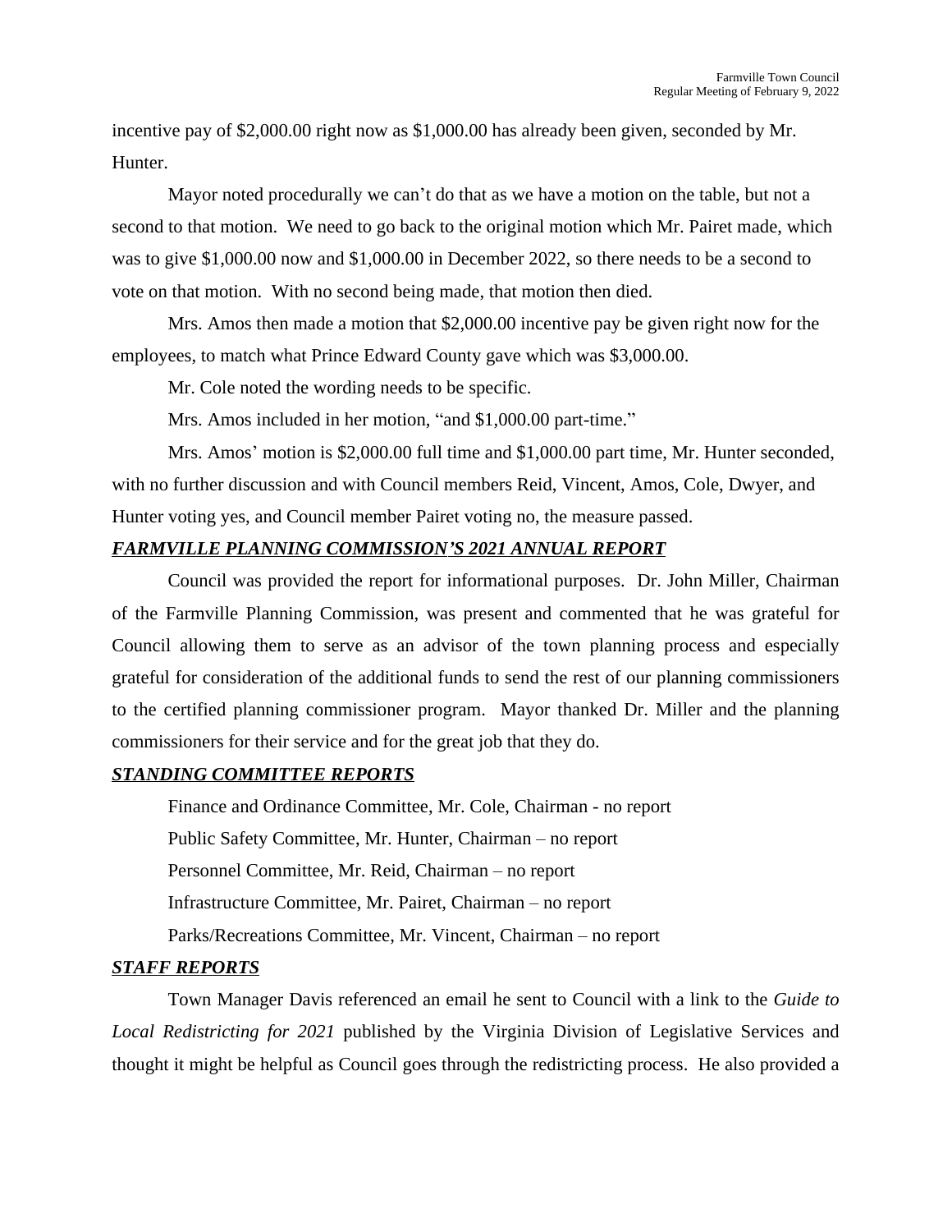incentive pay of $2,000.00 right now as $1,000.00 has already been given, seconded by Mr. Hunter.

Mayor noted procedurally we can't do that as we have a motion on the table, but not a second to that motion. We need to go back to the original motion which Mr. Pairet made, which was to give $1,000.00 now and $1,000.00 in December 2022, so there needs to be a second to vote on that motion. With no second being made, that motion then died.

Mrs. Amos then made a motion that $2,000.00 incentive pay be given right now for the employees, to match what Prince Edward County gave which was $3,000.00.

Mr. Cole noted the wording needs to be specific.

Mrs. Amos included in her motion, "and $1,000.00 part-time."

Mrs. Amos' motion is $2,000.00 full time and $1,000.00 part time, Mr. Hunter seconded, with no further discussion and with Council members Reid, Vincent, Amos, Cole, Dwyer, and Hunter voting yes, and Council member Pairet voting no, the measure passed.

***FARMVILLE PLANNING COMMISSION'S 2021 ANNUAL REPORT***

Council was provided the report for informational purposes. Dr. John Miller, Chairman of the Farmville Planning Commission, was present and commented that he was grateful for Council allowing them to serve as an advisor of the town planning process and especially grateful for consideration of the additional funds to send the rest of our planning commissioners to the certified planning commissioner program. Mayor thanked Dr. Miller and the planning commissioners for their service and for the great job that they do.

***STANDING COMMITTEE REPORTS***

Finance and Ordinance Committee, Mr. Cole, Chairman - no report

Public Safety Committee, Mr. Hunter, Chairman – no report

Personnel Committee, Mr. Reid, Chairman – no report

Infrastructure Committee, Mr. Pairet, Chairman – no report

Parks/Recreations Committee, Mr. Vincent, Chairman – no report

***STAFF REPORTS***

Town Manager Davis referenced an email he sent to Council with a link to the *Guide to Local Redistricting for 2021* published by the Virginia Division of Legislative Services and thought it might be helpful as Council goes through the redistricting process. He also provided a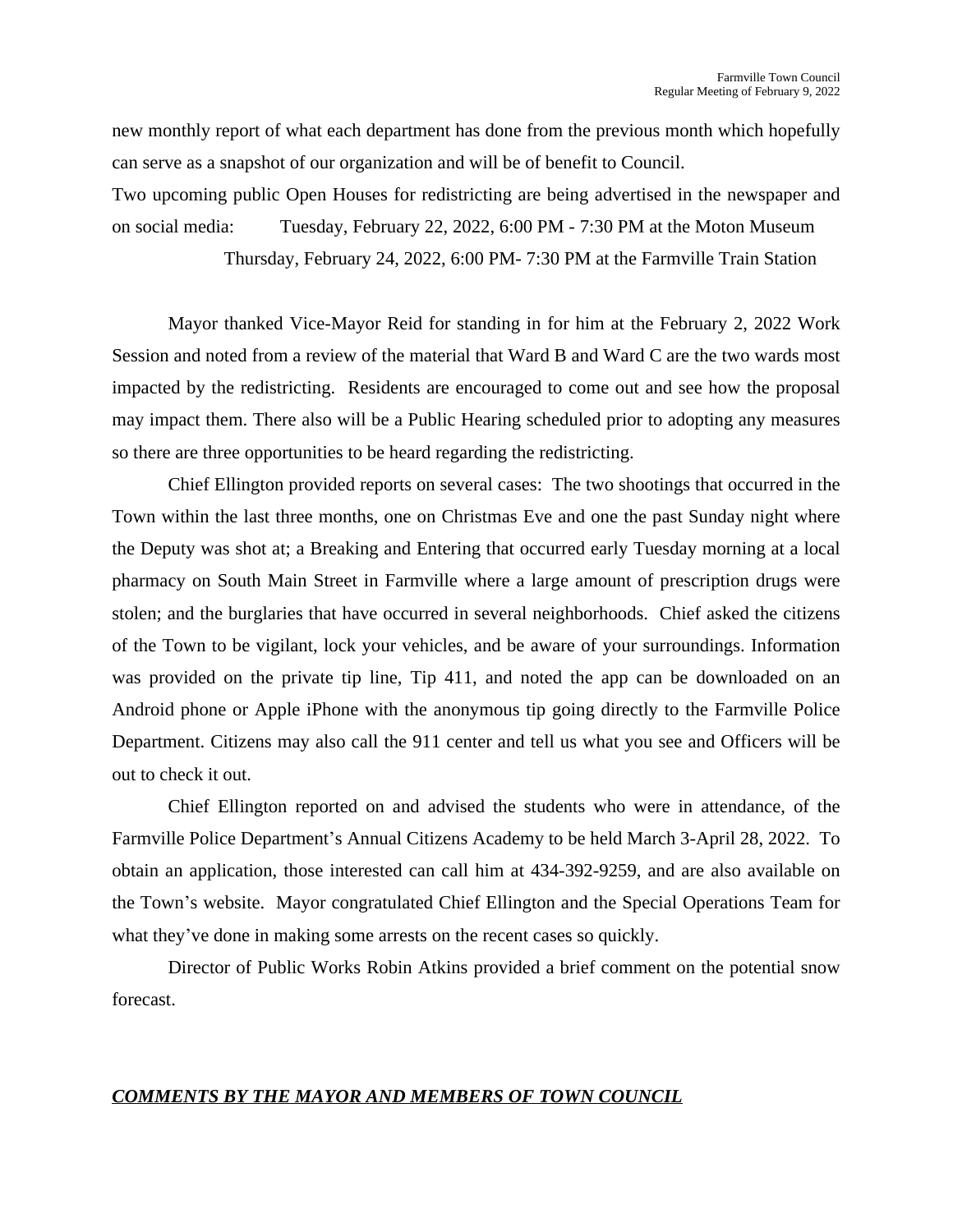new monthly report of what each department has done from the previous month which hopefully can serve as a snapshot of our organization and will be of benefit to Council.

Two upcoming public Open Houses for redistricting are being advertised in the newspaper and on social media: Tuesday, February 22, 2022, 6:00 PM - 7:30 PM at the Moton Museum

Thursday, February 24, 2022, 6:00 PM- 7:30 PM at the Farmville Train Station

Mayor thanked Vice-Mayor Reid for standing in for him at the February 2, 2022 Work Session and noted from a review of the material that Ward B and Ward C are the two wards most impacted by the redistricting. Residents are encouraged to come out and see how the proposal may impact them. There also will be a Public Hearing scheduled prior to adopting any measures so there are three opportunities to be heard regarding the redistricting.

Chief Ellington provided reports on several cases: The two shootings that occurred in the Town within the last three months, one on Christmas Eve and one the past Sunday night where the Deputy was shot at; a Breaking and Entering that occurred early Tuesday morning at a local pharmacy on South Main Street in Farmville where a large amount of prescription drugs were stolen; and the burglaries that have occurred in several neighborhoods. Chief asked the citizens of the Town to be vigilant, lock your vehicles, and be aware of your surroundings. Information was provided on the private tip line, Tip 411, and noted the app can be downloaded on an Android phone or Apple iPhone with the anonymous tip going directly to the Farmville Police Department. Citizens may also call the 911 center and tell us what you see and Officers will be out to check it out.

Chief Ellington reported on and advised the students who were in attendance, of the Farmville Police Department's Annual Citizens Academy to be held March 3-April 28, 2022. To obtain an application, those interested can call him at 434-392-9259, and are also available on the Town's website. Mayor congratulated Chief Ellington and the Special Operations Team for what they've done in making some arrests on the recent cases so quickly.

Director of Public Works Robin Atkins provided a brief comment on the potential snow forecast.

***COMMENTS BY THE MAYOR AND MEMBERS OF TOWN COUNCIL***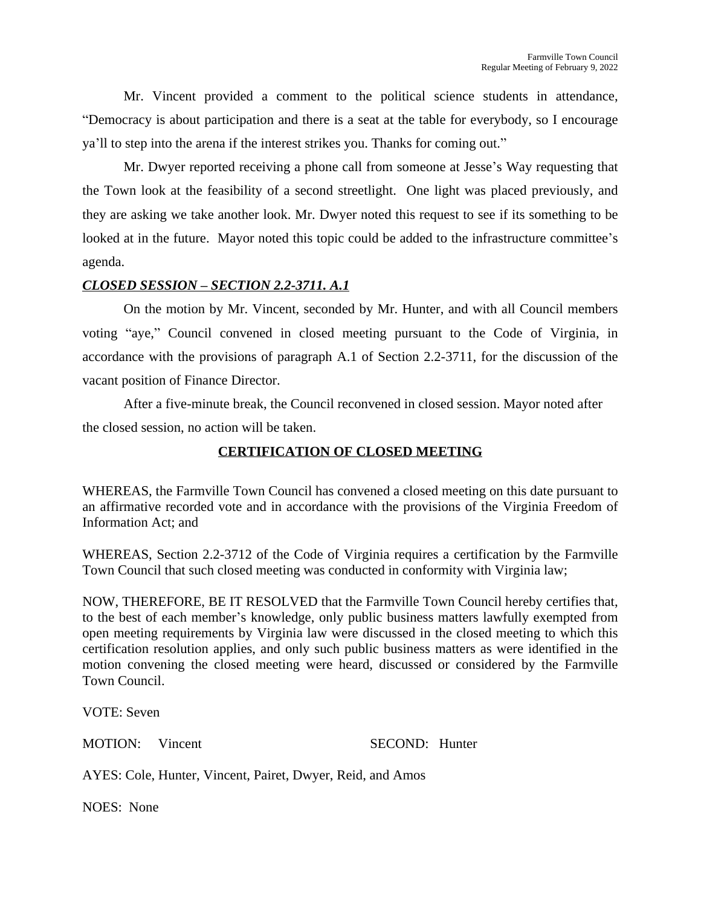Mr. Vincent provided a comment to the political science students in attendance, "Democracy is about participation and there is a seat at the table for everybody, so I encourage ya'll to step into the arena if the interest strikes you. Thanks for coming out."

Mr. Dwyer reported receiving a phone call from someone at Jesse's Way requesting that the Town look at the feasibility of a second streetlight. One light was placed previously, and they are asking we take another look. Mr. Dwyer noted this request to see if its something to be looked at in the future. Mayor noted this topic could be added to the infrastructure committee's agenda.

***CLOSED SESSION – SECTION 2.2-3711. A.1***

On the motion by Mr. Vincent, seconded by Mr. Hunter, and with all Council members voting "aye," Council convened in closed meeting pursuant to the Code of Virginia, in accordance with the provisions of paragraph A.1 of Section 2.2-3711, for the discussion of the vacant position of Finance Director.

After a five-minute break, the Council reconvened in closed session. Mayor noted after the closed session, no action will be taken.

**CERTIFICATION OF CLOSED MEETING**

WHEREAS, the Farmville Town Council has convened a closed meeting on this date pursuant to an affirmative recorded vote and in accordance with the provisions of the Virginia Freedom of Information Act; and

WHEREAS, Section 2.2-3712 of the Code of Virginia requires a certification by the Farmville Town Council that such closed meeting was conducted in conformity with Virginia law;

NOW, THEREFORE, BE IT RESOLVED that the Farmville Town Council hereby certifies that, to the best of each member's knowledge, only public business matters lawfully exempted from open meeting requirements by Virginia law were discussed in the closed meeting to which this certification resolution applies, and only such public business matters as were identified in the motion convening the closed meeting were heard, discussed or considered by the Farmville Town Council.

VOTE: Seven

MOTION: Vincent SECOND: Hunter

AYES: Cole, Hunter, Vincent, Pairet, Dwyer, Reid, and Amos

NOES: None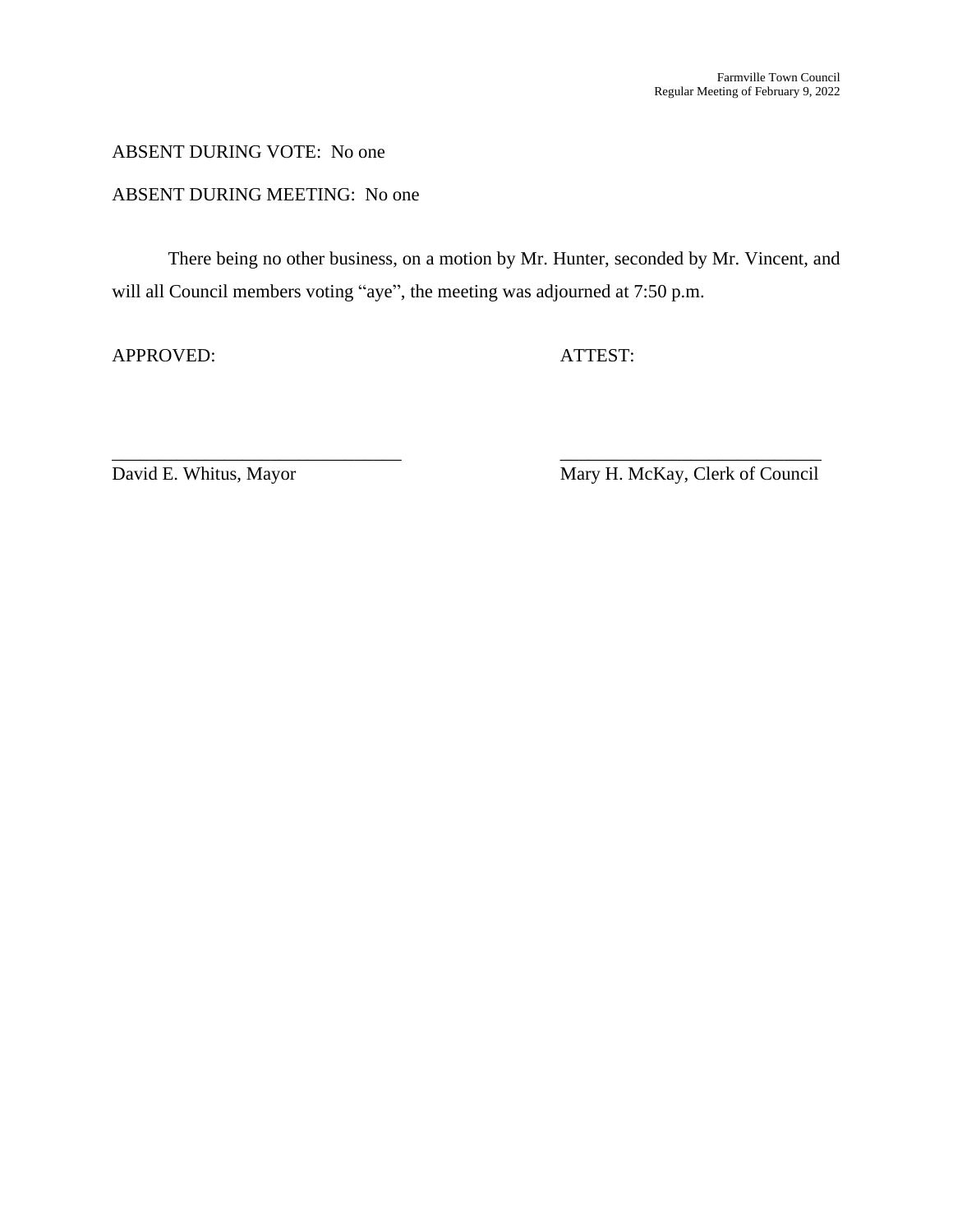ABSENT DURING VOTE: No one

ABSENT DURING MEETING: No one

There being no other business, on a motion by Mr. Hunter, seconded by Mr. Vincent, and will all Council members voting "aye", the meeting was adjourned at 7:50 p.m.

| | |
|---|---|
| APPROVED: | ATTEST: |
| _______________________________ | ____________________________ |
| David E. Whitus, Mayor | Mary H. McKay, Clerk of Council |